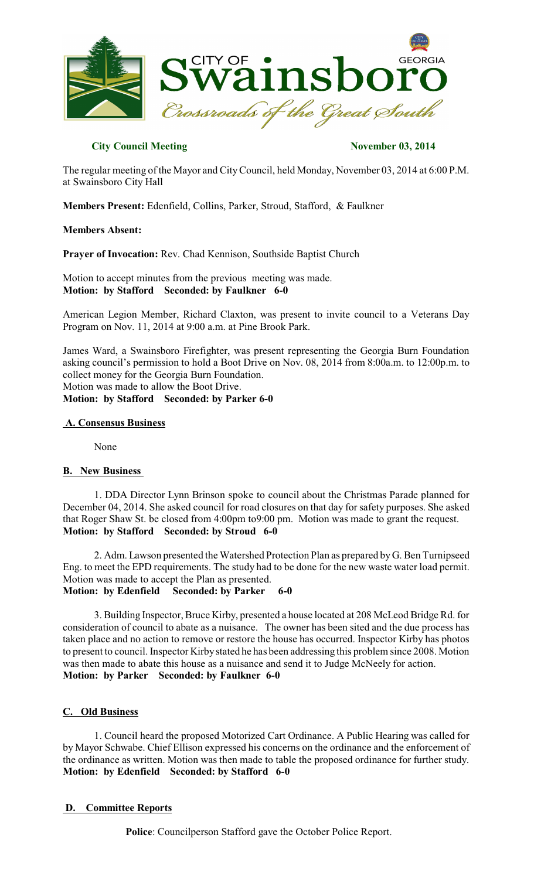CITY OF Swainsboro GEORGIA
*Crossroads of the Great South*

**City Council Meeting** **November 03, 2014**

The regular meeting of the Mayor and City Council, held Monday, November 03, 2014 at 6:00 P.M. at Swainsboro City Hall

**Members Present:** Edenfield, Collins, Parker, Stroud, Stafford, & Faulkner

**Members Absent:**

**Prayer of Invocation:** Rev. Chad Kennison, Southside Baptist Church

Motion to accept minutes from the previous meeting was made.
**Motion: by Stafford Seconded: by Faulkner 6-0**

American Legion Member, Richard Claxton, was present to invite council to a Veterans Day Program on Nov. 11, 2014 at 9:00 a.m. at Pine Brook Park.

James Ward, a Swainsboro Firefighter, was present representing the Georgia Burn Foundation asking council's permission to hold a Boot Drive on Nov. 08, 2014 from 8:00a.m. to 12:00p.m. to collect money for the Georgia Burn Foundation.
Motion was made to allow the Boot Drive.
**Motion: by Stafford Seconded: by Parker 6-0**

## A. Consensus Business

None

## B. New Business

1. DDA Director Lynn Brinson spoke to council about the Christmas Parade planned for December 04, 2014. She asked council for road closures on that day for safety purposes. She asked that Roger Shaw St. be closed from 4:00pm to9:00 pm. Motion was made to grant the request.
**Motion: by Stafford Seconded: by Stroud 6-0**

2. Adm. Lawson presented the Watershed Protection Plan as prepared by G. Ben Turnipseed Eng. to meet the EPD requirements. The study had to be done for the new waste water load permit. Motion was made to accept the Plan as presented.
**Motion: by Edenfield Seconded: by Parker 6-0**

3. Building Inspector, Bruce Kirby, presented a house located at 208 McLeod Bridge Rd. for consideration of council to abate as a nuisance. The owner has been sited and the due process has taken place and no action to remove or restore the house has occurred. Inspector Kirby has photos to present to council. Inspector Kirby stated he has been addressing this problem since 2008. Motion was then made to abate this house as a nuisance and send it to Judge McNeely for action.
**Motion: by Parker Seconded: by Faulkner 6-0**

## C. Old Business

1. Council heard the proposed Motorized Cart Ordinance. A Public Hearing was called for by Mayor Schwabe. Chief Ellison expressed his concerns on the ordinance and the enforcement of the ordinance as written. Motion was then made to table the proposed ordinance for further study.
**Motion: by Edenfield Seconded: by Stafford 6-0**

## D. Committee Reports

**Police**: Councilperson Stafford gave the October Police Report.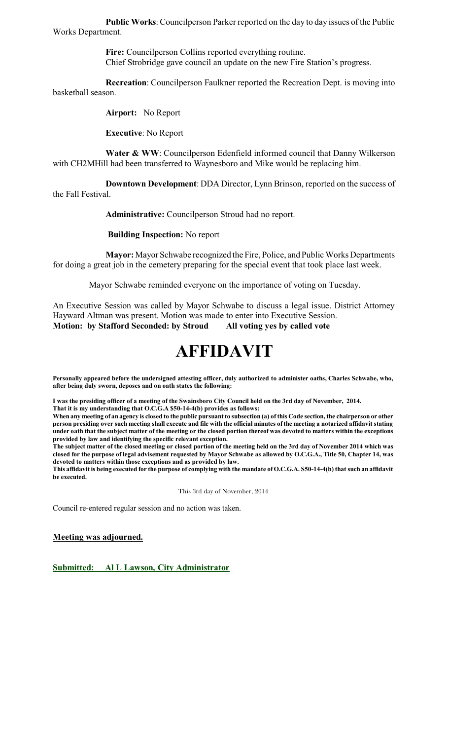**Public Works**: Councilperson Parker reported on the day to day issues of the Public Works Department.

**Fire:** Councilperson Collins reported everything routine.
Chief Strobridge gave council an update on the new Fire Station's progress.

**Recreation**: Councilperson Faulkner reported the Recreation Dept. is moving into basketball season.

**Airport:** No Report

**Executive**: No Report

**Water & WW**: Councilperson Edenfield informed council that Danny Wilkerson with CH2MHill had been transferred to Waynesboro and Mike would be replacing him.

**Downtown Development**: DDA Director, Lynn Brinson, reported on the success of the Fall Festival.

**Administrative:** Councilperson Stroud had no report.

**Building Inspection:** No report

**Mayor:** Mayor Schwabe recognized the Fire, Police, and Public Works Departments for doing a great job in the cemetery preparing for the special event that took place last week.

Mayor Schwabe reminded everyone on the importance of voting on Tuesday.

An Executive Session was called by Mayor Schwabe to discuss a legal issue. District Attorney Hayward Altman was present. Motion was made to enter into Executive Session.
**Motion: by Stafford Seconded: by Stroud All voting yes by called vote**

# AFFIDAVIT

**Personally appeared before the undersigned attesting officer, duly authorized to administer oaths, Charles Schwabe, who, after being duly sworn, deposes and on oath states the following:**

**I was the presiding officer of a meeting of the Swainsboro City Council held on the 3rd day of November, 2014.**
**That it is my understanding that O.C.G.A §50-14-4(b) provides as follows:**
**When any meeting of an agency is closed to the public pursuant to subsection (a) of this Code section, the chairperson or other person presiding over such meeting shall execute and file with the official minutes of the meeting a notarized affidavit stating under oath that the subject matter of the meeting or the closed portion thereof was devoted to matters within the exceptions provided by law and identifying the specific relevant exception.**
**The subject matter of the closed meeting or closed portion of the meeting held on the 3rd day of November 2014 which was closed for the purpose of legal advisement requested by Mayor Schwabe as allowed by O.C.G.A., Title 50, Chapter 14, was devoted to matters within those exceptions and as provided by law.**
**This affidavit is being executed for the purpose of complying with the mandate of O.C.G.A. S50-14-4(b) that such an affidavit be executed.**

This 3rd day of November, 2014

Council re-entered regular session and no action was taken.

**Meeting was adjourned.**

**Submitted: Al L Lawson, City Administrator**